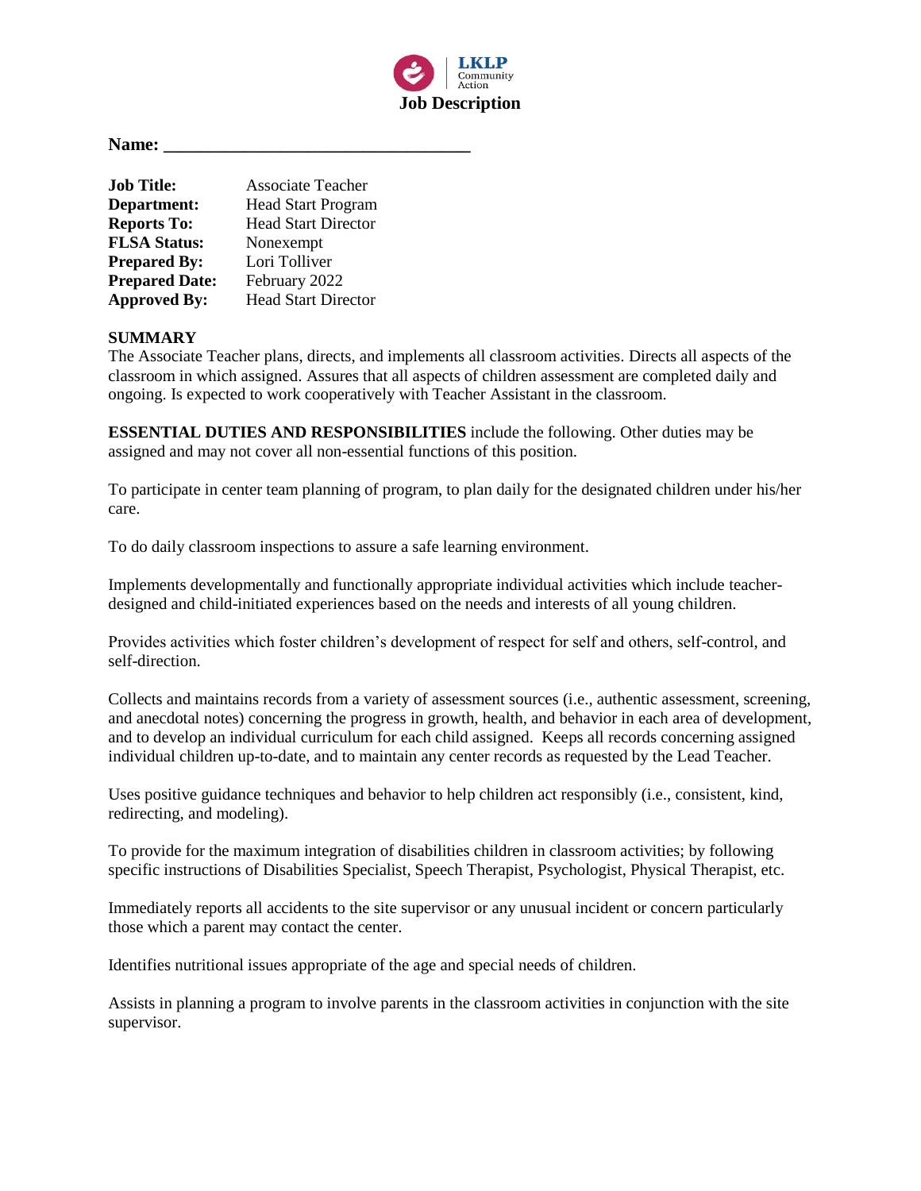LKLP Community Action

# Job Description

**Name:** ________________________________

| | |
|---|---|
| **Job Title:** | Associate Teacher |
| **Department:** | Head Start Program |
| **Reports To:** | Head Start Director |
| **FLSA Status:** | Nonexempt |
| **Prepared By:** | Lori Tolliver |
| **Prepared Date:** | February 2022 |
| **Approved By:** | Head Start Director |

**SUMMARY**

The Associate Teacher plans, directs, and implements all classroom activities. Directs all aspects of the classroom in which assigned. Assures that all aspects of children assessment are completed daily and ongoing. Is expected to work cooperatively with Teacher Assistant in the classroom.

**ESSENTIAL DUTIES AND RESPONSIBILITIES** include the following. Other duties may be assigned and may not cover all non-essential functions of this position.

To participate in center team planning of program, to plan daily for the designated children under his/her care.

To do daily classroom inspections to assure a safe learning environment.

Implements developmentally and functionally appropriate individual activities which include teacher-designed and child-initiated experiences based on the needs and interests of all young children.

Provides activities which foster children's development of respect for self and others, self-control, and self-direction.

Collects and maintains records from a variety of assessment sources (i.e., authentic assessment, screening, and anecdotal notes) concerning the progress in growth, health, and behavior in each area of development, and to develop an individual curriculum for each child assigned. Keeps all records concerning assigned individual children up-to-date, and to maintain any center records as requested by the Lead Teacher.

Uses positive guidance techniques and behavior to help children act responsibly (i.e., consistent, kind, redirecting, and modeling).

To provide for the maximum integration of disabilities children in classroom activities; by following specific instructions of Disabilities Specialist, Speech Therapist, Psychologist, Physical Therapist, etc.

Immediately reports all accidents to the site supervisor or any unusual incident or concern particularly those which a parent may contact the center.

Identifies nutritional issues appropriate of the age and special needs of children.

Assists in planning a program to involve parents in the classroom activities in conjunction with the site supervisor.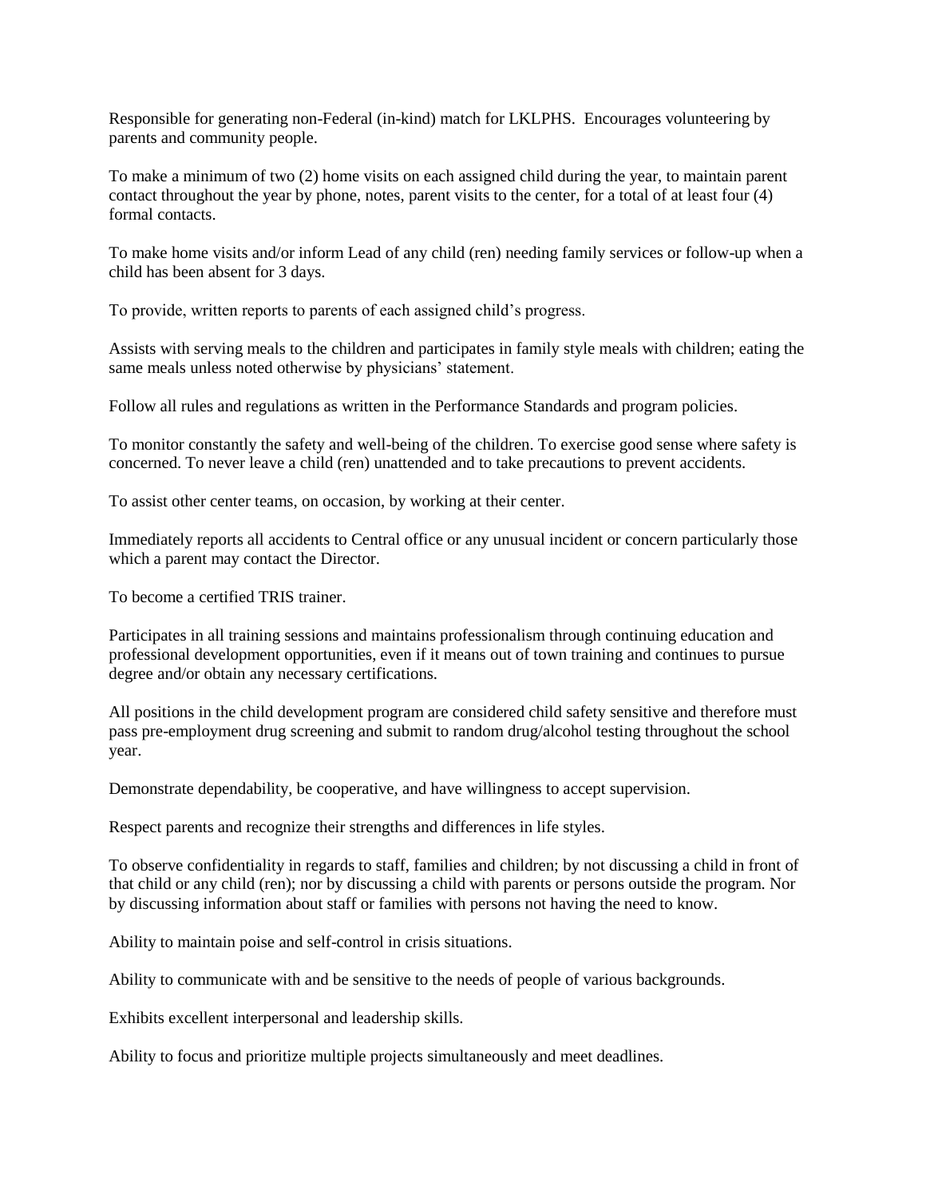Responsible for generating non-Federal (in-kind) match for LKLPHS. Encourages volunteering by parents and community people.

To make a minimum of two (2) home visits on each assigned child during the year, to maintain parent contact throughout the year by phone, notes, parent visits to the center, for a total of at least four (4) formal contacts.

To make home visits and/or inform Lead of any child (ren) needing family services or follow-up when a child has been absent for 3 days.

To provide, written reports to parents of each assigned child's progress.

Assists with serving meals to the children and participates in family style meals with children; eating the same meals unless noted otherwise by physicians' statement.

Follow all rules and regulations as written in the Performance Standards and program policies.

To monitor constantly the safety and well-being of the children. To exercise good sense where safety is concerned. To never leave a child (ren) unattended and to take precautions to prevent accidents.

To assist other center teams, on occasion, by working at their center.

Immediately reports all accidents to Central office or any unusual incident or concern particularly those which a parent may contact the Director.

To become a certified TRIS trainer.

Participates in all training sessions and maintains professionalism through continuing education and professional development opportunities, even if it means out of town training and continues to pursue degree and/or obtain any necessary certifications.

All positions in the child development program are considered child safety sensitive and therefore must pass pre-employment drug screening and submit to random drug/alcohol testing throughout the school year.

Demonstrate dependability, be cooperative, and have willingness to accept supervision.

Respect parents and recognize their strengths and differences in life styles.

To observe confidentiality in regards to staff, families and children; by not discussing a child in front of that child or any child (ren); nor by discussing a child with parents or persons outside the program. Nor by discussing information about staff or families with persons not having the need to know.

Ability to maintain poise and self-control in crisis situations.

Ability to communicate with and be sensitive to the needs of people of various backgrounds.

Exhibits excellent interpersonal and leadership skills.

Ability to focus and prioritize multiple projects simultaneously and meet deadlines.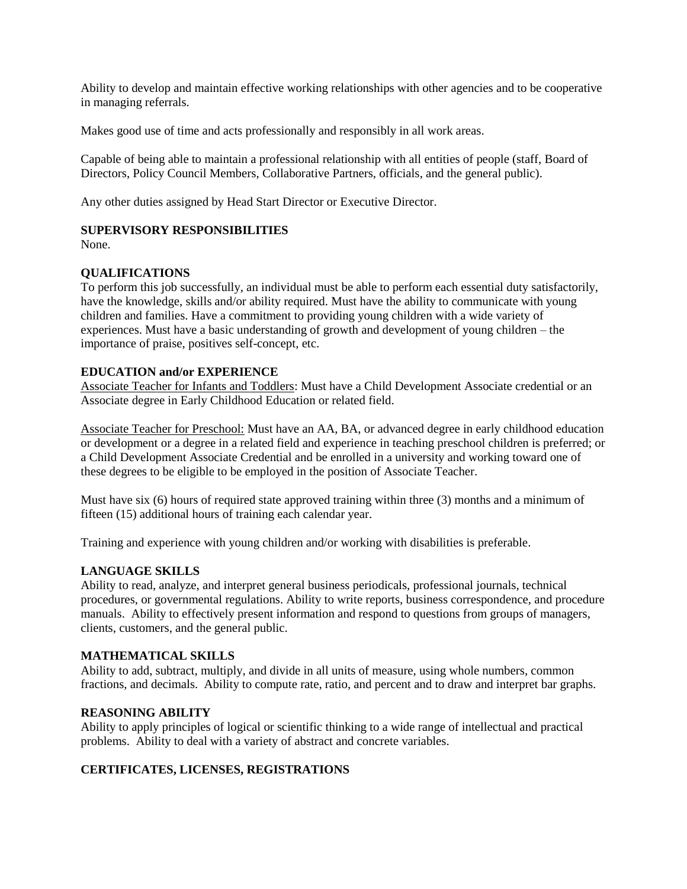Ability to develop and maintain effective working relationships with other agencies and to be cooperative in managing referrals.

Makes good use of time and acts professionally and responsibly in all work areas.

Capable of being able to maintain a professional relationship with all entities of people (staff, Board of Directors, Policy Council Members, Collaborative Partners, officials, and the general public).

Any other duties assigned by Head Start Director or Executive Director.

**SUPERVISORY RESPONSIBILITIES**
None.

**QUALIFICATIONS**
To perform this job successfully, an individual must be able to perform each essential duty satisfactorily, have the knowledge, skills and/or ability required. Must have the ability to communicate with young children and families. Have a commitment to providing young children with a wide variety of experiences. Must have a basic understanding of growth and development of young children – the importance of praise, positives self-concept, etc.

**EDUCATION and/or EXPERIENCE**
<u>Associate Teacher for Infants and Toddlers</u>: Must have a Child Development Associate credential or an Associate degree in Early Childhood Education or related field.

<u>Associate Teacher for Preschool:</u> Must have an AA, BA, or advanced degree in early childhood education or development or a degree in a related field and experience in teaching preschool children is preferred; or a Child Development Associate Credential and be enrolled in a university and working toward one of these degrees to be eligible to be employed in the position of Associate Teacher.

Must have six (6) hours of required state approved training within three (3) months and a minimum of fifteen (15) additional hours of training each calendar year.

Training and experience with young children and/or working with disabilities is preferable.

**LANGUAGE SKILLS**
Ability to read, analyze, and interpret general business periodicals, professional journals, technical procedures, or governmental regulations. Ability to write reports, business correspondence, and procedure manuals. Ability to effectively present information and respond to questions from groups of managers, clients, customers, and the general public.

**MATHEMATICAL SKILLS**
Ability to add, subtract, multiply, and divide in all units of measure, using whole numbers, common fractions, and decimals. Ability to compute rate, ratio, and percent and to draw and interpret bar graphs.

**REASONING ABILITY**
Ability to apply principles of logical or scientific thinking to a wide range of intellectual and practical problems. Ability to deal with a variety of abstract and concrete variables.

**CERTIFICATES, LICENSES, REGISTRATIONS**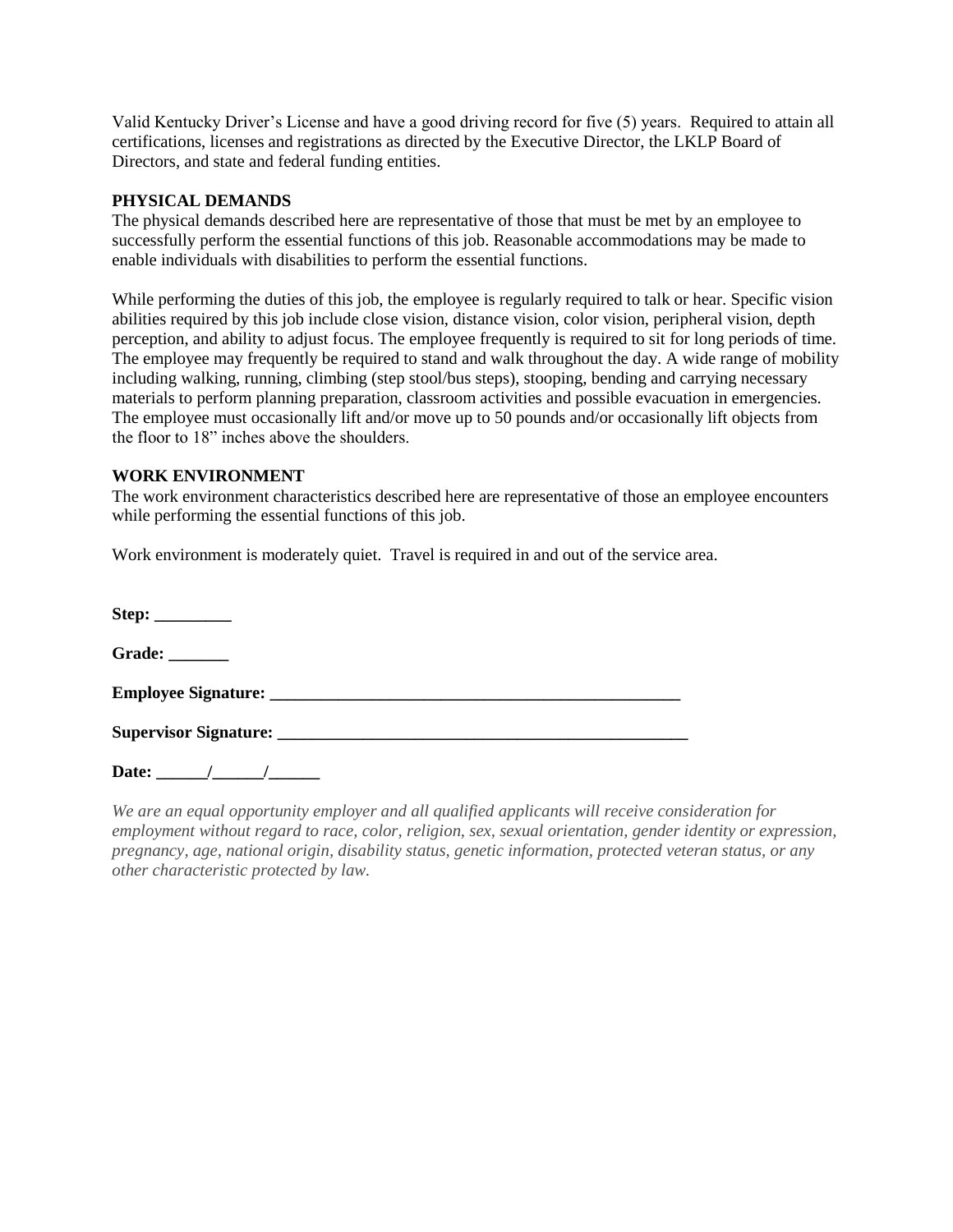Valid Kentucky Driver's License and have a good driving record for five (5) years. Required to attain all certifications, licenses and registrations as directed by the Executive Director, the LKLP Board of Directors, and state and federal funding entities.

**PHYSICAL DEMANDS**

The physical demands described here are representative of those that must be met by an employee to successfully perform the essential functions of this job. Reasonable accommodations may be made to enable individuals with disabilities to perform the essential functions.

While performing the duties of this job, the employee is regularly required to talk or hear. Specific vision abilities required by this job include close vision, distance vision, color vision, peripheral vision, depth perception, and ability to adjust focus. The employee frequently is required to sit for long periods of time. The employee may frequently be required to stand and walk throughout the day. A wide range of mobility including walking, running, climbing (step stool/bus steps), stooping, bending and carrying necessary materials to perform planning preparation, classroom activities and possible evacuation in emergencies. The employee must occasionally lift and/or move up to 50 pounds and/or occasionally lift objects from the floor to 18" inches above the shoulders.

**WORK ENVIRONMENT**

The work environment characteristics described here are representative of those an employee encounters while performing the essential functions of this job.

Work environment is moderately quiet. Travel is required in and out of the service area.

**Step: _________**

**Grade: _______**

**Employee Signature: __________________________________________________**

**Supervisor Signature: __________________________________________________**

**Date: ______/______/______**

*We are an equal opportunity employer and all qualified applicants will receive consideration for employment without regard to race, color, religion, sex, sexual orientation, gender identity or expression, pregnancy, age, national origin, disability status, genetic information, protected veteran status, or any other characteristic protected by law.*